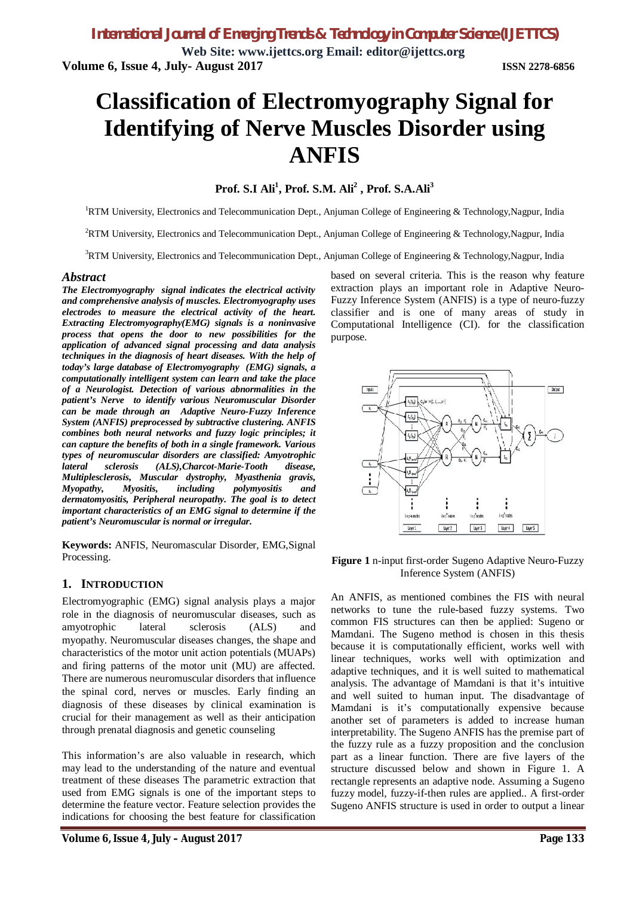# Classification of Electromyography Signal for Identifying of Nerve Muscles Disorder using ANFIS

**Prof. S.I Ali[1], Prof. S.M. Ali[2] , Prof. S.A.Ali[3]**

[1]RTM University, Electronics and Telecommunication Dept., Anjuman College of Engineering & Technology,Nagpur, India

[2]RTM University, Electronics and Telecommunication Dept., Anjuman College of Engineering & Technology,Nagpur, India

[3]RTM University, Electronics and Telecommunication Dept., Anjuman College of Engineering & Technology,Nagpur, India

## Abstract

***The Electromyography signal indicates the electrical activity and comprehensive analysis of muscles. Electromyography uses electrodes to measure the electrical activity of the heart. Extracting Electromyography(EMG) signals is a noninvasive process that opens the door to new possibilities for the application of advanced signal processing and data analysis techniques in the diagnosis of heart diseases. With the help of today's large database of Electromyography (EMG) signals, a computationally intelligent system can learn and take the place of a Neurologist. Detection of various abnormalities in the patient's Nerve to identify various Neuromuscular Disorder can be made through an Adaptive Neuro-Fuzzy Inference System (ANFIS) preprocessed by subtractive clustering. ANFIS combines both neural networks and fuzzy logic principles; it can capture the benefits of both in a single framework. Various types of neuromuscular disorders are classified: Amyotrophic lateral sclerosis (ALS),Charcot-Marie-Tooth disease, Multiplesclerosis, Muscular dystrophy, Myasthenia gravis, Myopathy, Myositis, including polymyositis and dermatomyositis, Peripheral neuropathy. The goal is to detect important characteristics of an EMG signal to determine if the patient's Neuromuscular is normal or irregular.***

**Keywords:** ANFIS, Neuromascular Disorder, EMG,Signal Processing.

## 1. INTRODUCTION

Electromyographic (EMG) signal analysis plays a major role in the diagnosis of neuromuscular diseases, such as amyotrophic lateral sclerosis (ALS) and myopathy. Neuromuscular diseases changes, the shape and characteristics of the motor unit action potentials (MUAPs) and firing patterns of the motor unit (MU) are affected. There are numerous neuromuscular disorders that influence the spinal cord, nerves or muscles. Early finding an diagnosis of these diseases by clinical examination is crucial for their management as well as their anticipation through prenatal diagnosis and genetic counseling

This information's are also valuable in research, which may lead to the understanding of the nature and eventual treatment of these diseases The parametric extraction that used from EMG signals is one of the important steps to determine the feature vector. Feature selection provides the indications for choosing the best feature for classification based on several criteria. This is the reason why feature extraction plays an important role in Adaptive Neuro-Fuzzy Inference System (ANFIS) is a type of neuro-fuzzy classifier and is one of many areas of study in Computational Intelligence (CI). for the classification purpose.

**Figure 1** n-input first-order Sugeno Adaptive Neuro-Fuzzy Inference System (ANFIS)

An ANFIS, as mentioned combines the FIS with neural networks to tune the rule-based fuzzy systems. Two common FIS structures can then be applied: Sugeno or Mamdani. The Sugeno method is chosen in this thesis because it is computationally efficient, works well with linear techniques, works well with optimization and adaptive techniques, and it is well suited to mathematical analysis. The advantage of Mamdani is that it's intuitive and well suited to human input. The disadvantage of Mamdani is it's computationally expensive because another set of parameters is added to increase human interpretability. The Sugeno ANFIS has the premise part of the fuzzy rule as a fuzzy proposition and the conclusion part as a linear function. There are five layers of the structure discussed below and shown in Figure 1. A rectangle represents an adaptive node. Assuming a Sugeno fuzzy model, fuzzy-if-then rules are applied.. A first-order Sugeno ANFIS structure is used in order to output a linear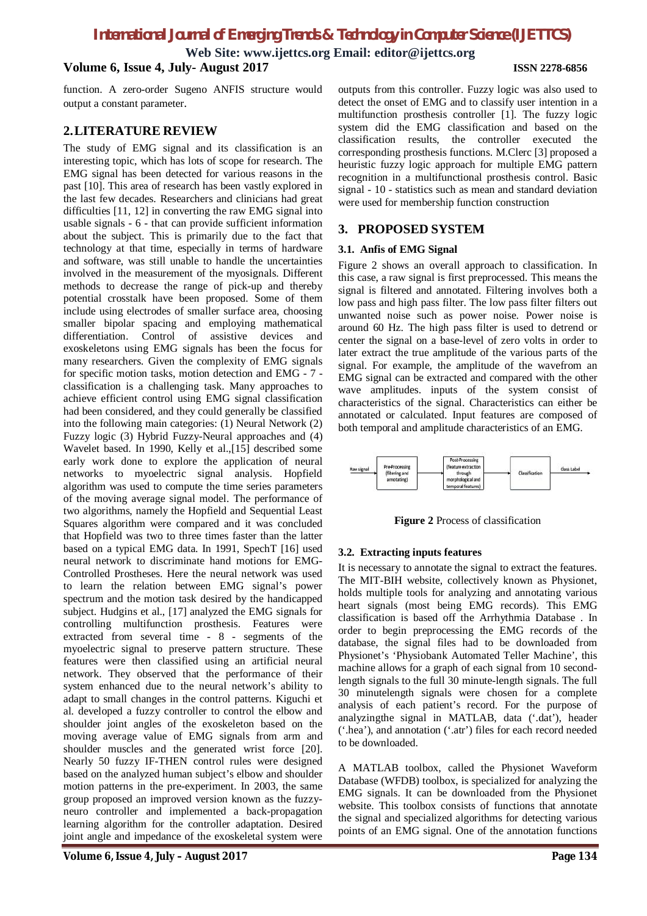function. A zero-order Sugeno ANFIS structure would output a constant parameter.

## 2. LITERATURE REVIEW

The study of EMG signal and its classification is an interesting topic, which has lots of scope for research. The EMG signal has been detected for various reasons in the past [10]. This area of research has been vastly explored in the last few decades. Researchers and clinicians had great difficulties [11, 12] in converting the raw EMG signal into usable signals - 6 - that can provide sufficient information about the subject. This is primarily due to the fact that technology at that time, especially in terms of hardware and software, was still unable to handle the uncertainties involved in the measurement of the myosignals. Different methods to decrease the range of pick-up and thereby potential crosstalk have been proposed. Some of them include using electrodes of smaller surface area, choosing smaller bipolar spacing and employing mathematical differentiation. Control of assistive devices and exoskeletons using EMG signals has been the focus for many researchers. Given the complexity of EMG signals for specific motion tasks, motion detection and EMG - 7 - classification is a challenging task. Many approaches to achieve efficient control using EMG signal classification had been considered, and they could generally be classified into the following main categories: (1) Neural Network (2) Fuzzy logic (3) Hybrid Fuzzy-Neural approaches and (4) Wavelet based. In 1990, Kelly et al.,[15] described some early work done to explore the application of neural networks to myoelectric signal analysis. Hopfield algorithm was used to compute the time series parameters of the moving average signal model. The performance of two algorithms, namely the Hopfield and Sequential Least Squares algorithm were compared and it was concluded that Hopfield was two to three times faster than the latter based on a typical EMG data. In 1991, SpechT [16] used neural network to discriminate hand motions for EMG-Controlled Prostheses. Here the neural network was used to learn the relation between EMG signal's power spectrum and the motion task desired by the handicapped subject. Hudgins et al., [17] analyzed the EMG signals for controlling multifunction prosthesis. Features were extracted from several time - 8 - segments of the myoelectric signal to preserve pattern structure. These features were then classified using an artificial neural network. They observed that the performance of their system enhanced due to the neural network's ability to adapt to small changes in the control patterns. Kiguchi et al. developed a fuzzy controller to control the elbow and shoulder joint angles of the exoskeleton based on the moving average value of EMG signals from arm and shoulder muscles and the generated wrist force [20]. Nearly 50 fuzzy IF-THEN control rules were designed based on the analyzed human subject's elbow and shoulder motion patterns in the pre-experiment. In 2003, the same group proposed an improved version known as the fuzzy-neuro controller and implemented a back-propagation learning algorithm for the controller adaptation. Desired joint angle and impedance of the exoskeletal system were outputs from this controller. Fuzzy logic was also used to detect the onset of EMG and to classify user intention in a multifunction prosthesis controller [1]. The fuzzy logic system did the EMG classification and based on the classification results, the controller executed the corresponding prosthesis functions. M.Clerc [3] proposed a heuristic fuzzy logic approach for multiple EMG pattern recognition in a multifunctional prosthesis control. Basic signal - 10 - statistics such as mean and standard deviation were used for membership function construction

## 3. PROPOSED SYSTEM

### 3.1. Anfis of EMG Signal

Figure 2 shows an overall approach to classification. In this case, a raw signal is first preprocessed. This means the signal is filtered and annotated. Filtering involves both a low pass and high pass filter. The low pass filter filters out unwanted noise such as power noise. Power noise is around 60 Hz. The high pass filter is used to detrend or center the signal on a base-level of zero volts in order to later extract the true amplitude of the various parts of the signal. For example, the amplitude of the wavefrom an EMG signal can be extracted and compared with the other wave amplitudes. inputs of the system consist of characteristics of the signal. Characteristics can either be annotated or calculated. Input features are composed of both temporal and amplitude characteristics of an EMG.

Raw signal → Pre-Processing (filtering and annotating) → Post-Processing (feature extraction through morphological and temporal features) → Classification → Class Label

**Figure 2** Process of classification

### 3.2. Extracting inputs features

It is necessary to annotate the signal to extract the features. The MIT-BIH website, collectively known as Physionet, holds multiple tools for analyzing and annotating various heart signals (most being EMG records). This EMG classification is based off the Arrhythmia Database . In order to begin preprocessing the EMG records of the database, the signal files had to be downloaded from Physionet's 'Physiobank Automated Teller Machine', this machine allows for a graph of each signal from 10 second-length signals to the full 30 minute-length signals. The full 30 minutelength signals were chosen for a complete analysis of each patient's record. For the purpose of analyzingthe signal in MATLAB, data ('.dat'), header ('.hea'), and annotation ('.atr') files for each record needed to be downloaded.

A MATLAB toolbox, called the Physionet Waveform Database (WFDB) toolbox, is specialized for analyzing the EMG signals. It can be downloaded from the Physionet website. This toolbox consists of functions that annotate the signal and specialized algorithms for detecting various points of an EMG signal. One of the annotation functions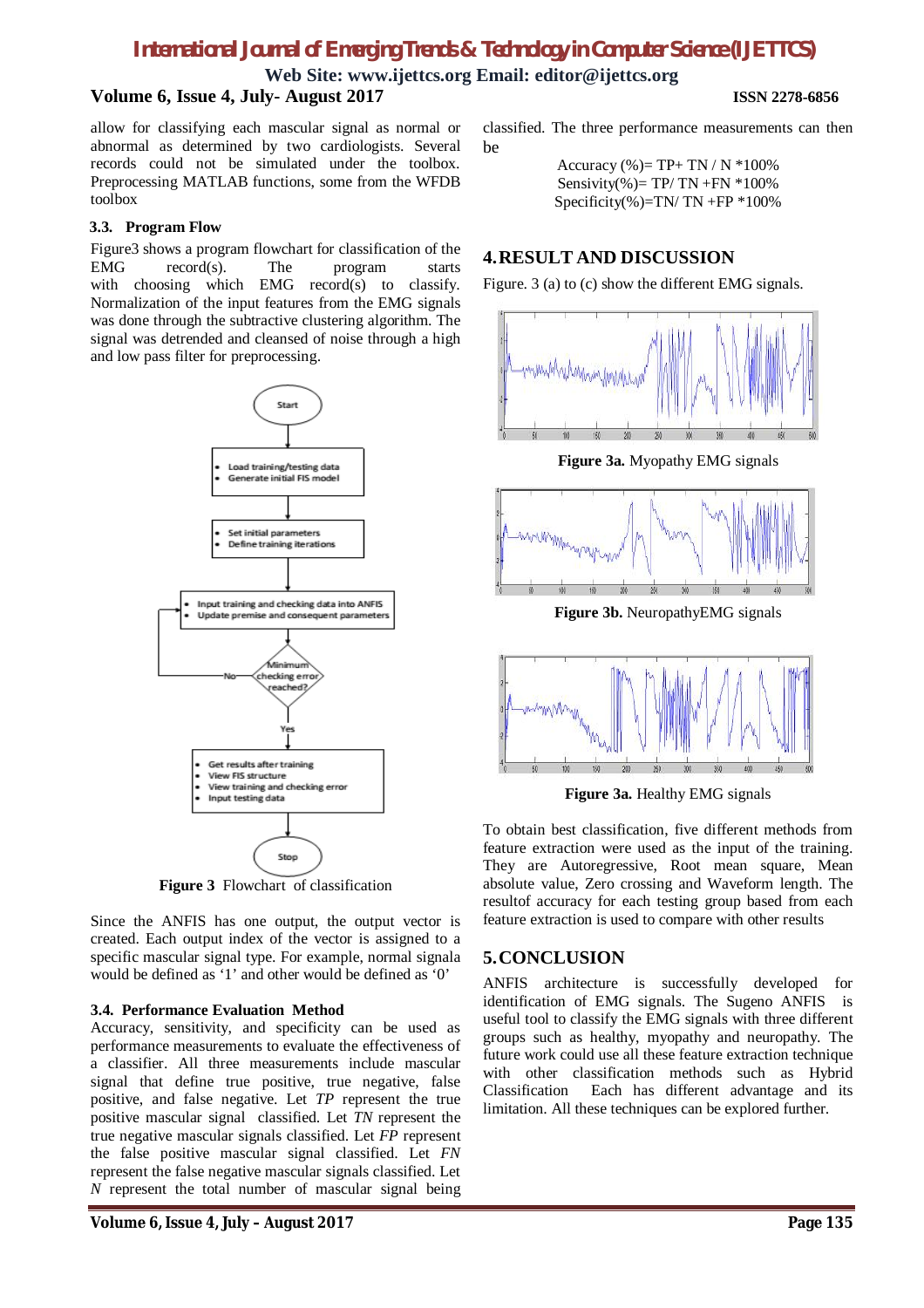allow for classifying each mascular signal as normal or abnormal as determined by two cardiologists. Several records could not be simulated under the toolbox. Preprocessing MATLAB functions, some from the WFDB toolbox

### 3.3. Program Flow

Figure3 shows a program flowchart for classification of the EMG record(s). The program starts with choosing which EMG record(s) to classify. Normalization of the input features from the EMG signals was done through the subtractive clustering algorithm. The signal was detrended and cleansed of noise through a high and low pass filter for preprocessing.

**Figure 3** Flowchart of classification

Since the ANFIS has one output, the output vector is created. Each output index of the vector is assigned to a specific mascular signal type. For example, normal signala would be defined as '1' and other would be defined as '0'

### 3.4. Performance Evaluation Method

Accuracy, sensitivity, and specificity can be used as performance measurements to evaluate the effectiveness of a classifier. All three measurements include mascular signal that define true positive, true negative, false positive, and false negative. Let *TP* represent the true positive mascular signal classified. Let *TN* represent the true negative mascular signals classified. Let *FP* represent the false positive mascular signal classified. Let *FN* represent the false negative mascular signals classified. Let *N* represent the total number of mascular signal being classified. The three performance measurements can then be

Accuracy (%)= TP+ TN / N *100%

Sensivity(%)= TP/ TN +FN *100%

Specificity(%)=TN/ TN +FP *100%

## 4. RESULT AND DISCUSSION

Figure. 3 (a) to (c) show the different EMG signals.

**Figure 3a.** Myopathy EMG signals

**Figure 3b.** NeuropathyEMG signals

**Figure 3a.** Healthy EMG signals

To obtain best classification, five different methods from feature extraction were used as the input of the training. They are Autoregressive, Root mean square, Mean absolute value, Zero crossing and Waveform length. The resultof accuracy for each testing group based from each feature extraction is used to compare with other results

## 5. CONCLUSION

ANFIS architecture is successfully developed for identification of EMG signals. The Sugeno ANFIS is useful tool to classify the EMG signals with three different groups such as healthy, myopathy and neuropathy. The future work could use all these feature extraction technique with other classification methods such as Hybrid Classification Each has different advantage and its limitation. All these techniques can be explored further.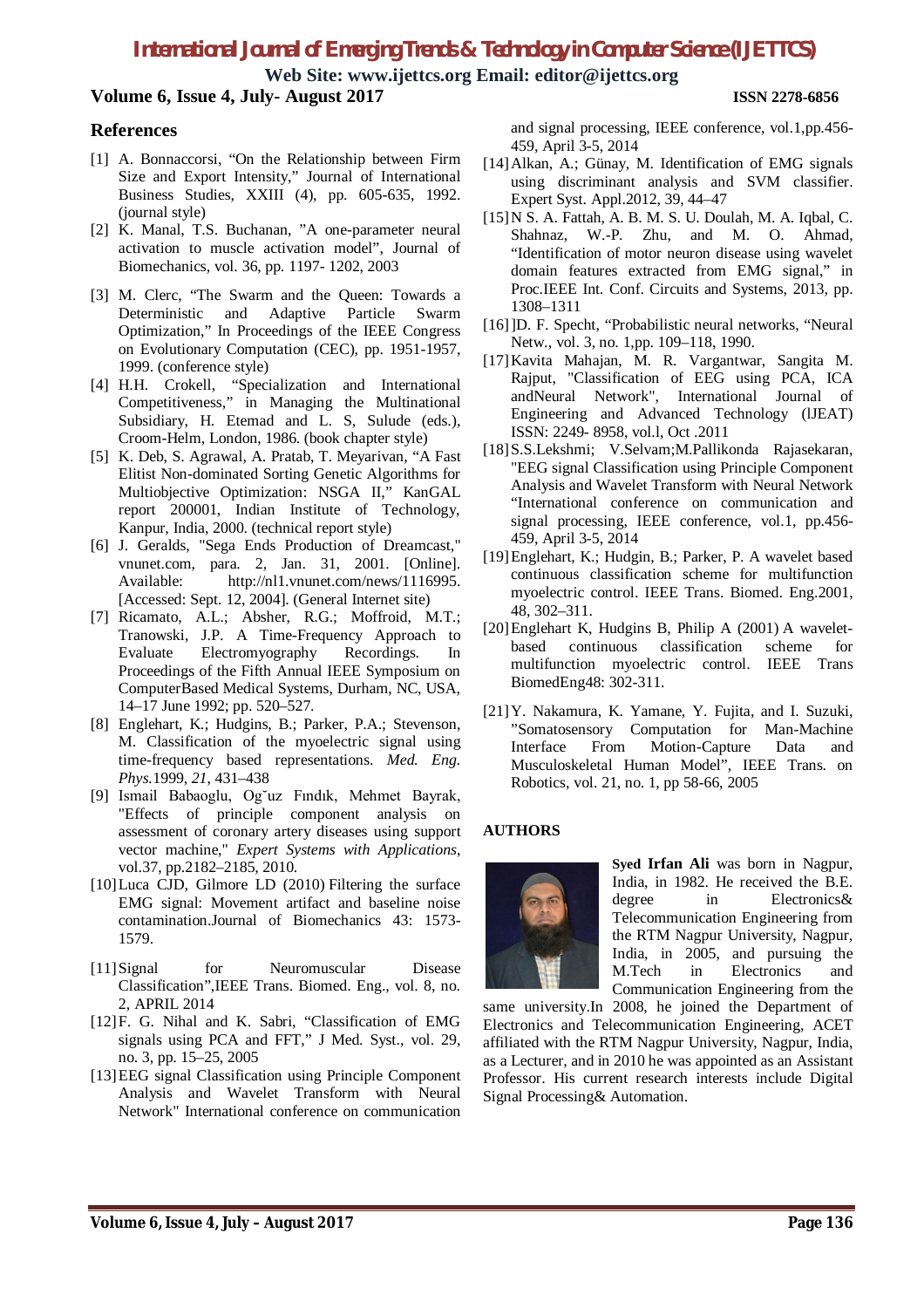## References

[1] A. Bonnaccorsi, "On the Relationship between Firm Size and Export Intensity," Journal of International Business Studies, XXIII (4), pp. 605-635, 1992. (journal style)

[2] K. Manal, T.S. Buchanan, "A one-parameter neural activation to muscle activation model", Journal of Biomechanics, vol. 36, pp. 1197- 1202, 2003

[3] M. Clerc, "The Swarm and the Queen: Towards a Deterministic and Adaptive Particle Swarm Optimization," In Proceedings of the IEEE Congress on Evolutionary Computation (CEC), pp. 1951-1957, 1999. (conference style)

[4] H.H. Crokell, "Specialization and International Competitiveness," in Managing the Multinational Subsidiary, H. Etemad and L. S, Sulude (eds.), Croom-Helm, London, 1986. (book chapter style)

[5] K. Deb, S. Agrawal, A. Pratab, T. Meyarivan, "A Fast Elitist Non-dominated Sorting Genetic Algorithms for Multiobjective Optimization: NSGA II," KanGAL report 200001, Indian Institute of Technology, Kanpur, India, 2000. (technical report style)

[6] J. Geralds, "Sega Ends Production of Dreamcast," vnunet.com, para. 2, Jan. 31, 2001. [Online]. Available: http://nl1.vnunet.com/news/1116995. [Accessed: Sept. 12, 2004]. (General Internet site)

[7] Ricamato, A.L.; Absher, R.G.; Moffroid, M.T.; Tranowski, J.P. A Time-Frequency Approach to Evaluate Electromyography Recordings. In Proceedings of the Fifth Annual IEEE Symposium on ComputerBased Medical Systems, Durham, NC, USA, 14–17 June 1992; pp. 520–527.

[8] Englehart, K.; Hudgins, B.; Parker, P.A.; Stevenson, M. Classification of the myoelectric signal using time-frequency based representations. *Med. Eng. Phys.*1999, *21*, 431–438

[9] Ismail Babaoglu, Og˘uz Fındık, Mehmet Bayrak, "Effects of principle component analysis on assessment of coronary artery diseases using support vector machine," *Expert Systems with Applications*, vol.37, pp.2182–2185, 2010.

[10] Luca CJD, Gilmore LD (2010) Filtering the surface EMG signal: Movement artifact and baseline noise contamination.Journal of Biomechanics 43: 1573-1579.

[11] Signal for Neuromuscular Disease Classification",IEEE Trans. Biomed. Eng., vol. 8, no. 2, APRIL 2014

[12] F. G. Nihal and K. Sabri, "Classification of EMG signals using PCA and FFT," J Med. Syst., vol. 29, no. 3, pp. 15–25, 2005

[13] EEG signal Classification using Principle Component Analysis and Wavelet Transform with Neural Network" International conference on communication and signal processing, IEEE conference, vol.1,pp.456-459, April 3-5, 2014

[14] Alkan, A.; Günay, M. Identification of EMG signals using discriminant analysis and SVM classifier. Expert Syst. Appl.2012, 39, 44–47

[15] N S. A. Fattah, A. B. M. S. U. Doulah, M. A. Iqbal, C. Shahnaz, W.-P. Zhu, and M. O. Ahmad, "Identification of motor neuron disease using wavelet domain features extracted from EMG signal," in Proc.IEEE Int. Conf. Circuits and Systems, 2013, pp. 1308–1311

[16] ]D. F. Specht, "Probabilistic neural networks, "Neural Netw., vol. 3, no. 1,pp. 109–118, 1990.

[17] Kavita Mahajan, M. R. Vargantwar, Sangita M. Rajput, "Classification of EEG using PCA, ICA andNeural Network", International Journal of Engineering and Advanced Technology (IJEAT) ISSN: 2249- 8958, vol.l, Oct .2011

[18] S.S.Lekshmi; V.Selvam;M.Pallikonda Rajasekaran, "EEG signal Classification using Principle Component Analysis and Wavelet Transform with Neural Network "International conference on communication and signal processing, IEEE conference, vol.1, pp.456-459, April 3-5, 2014

[19] Englehart, K.; Hudgin, B.; Parker, P. A wavelet based continuous classification scheme for multifunction myoelectric control. IEEE Trans. Biomed. Eng.2001, 48, 302–311.

[20] Englehart K, Hudgins B, Philip A (2001) A wavelet-based continuous classification scheme for multifunction myoelectric control. IEEE Trans BiomedEng48: 302-311.

[21] Y. Nakamura, K. Yamane, Y. Fujita, and I. Suzuki, "Somatosensory Computation for Man-Machine Interface From Motion-Capture Data and Musculoskeletal Human Model", IEEE Trans. on Robotics, vol. 21, no. 1, pp 58-66, 2005

## AUTHORS

**Syed Irfan Ali** was born in Nagpur, India, in 1982. He received the B.E. degree in Electronics& Telecommunication Engineering from the RTM Nagpur University, Nagpur, India, in 2005, and pursuing the M.Tech in Electronics and Communication Engineering from the same university.In 2008, he joined the Department of Electronics and Telecommunication Engineering, ACET affiliated with the RTM Nagpur University, Nagpur, India, as a Lecturer, and in 2010 he was appointed as an Assistant Professor. His current research interests include Digital Signal Processing& Automation.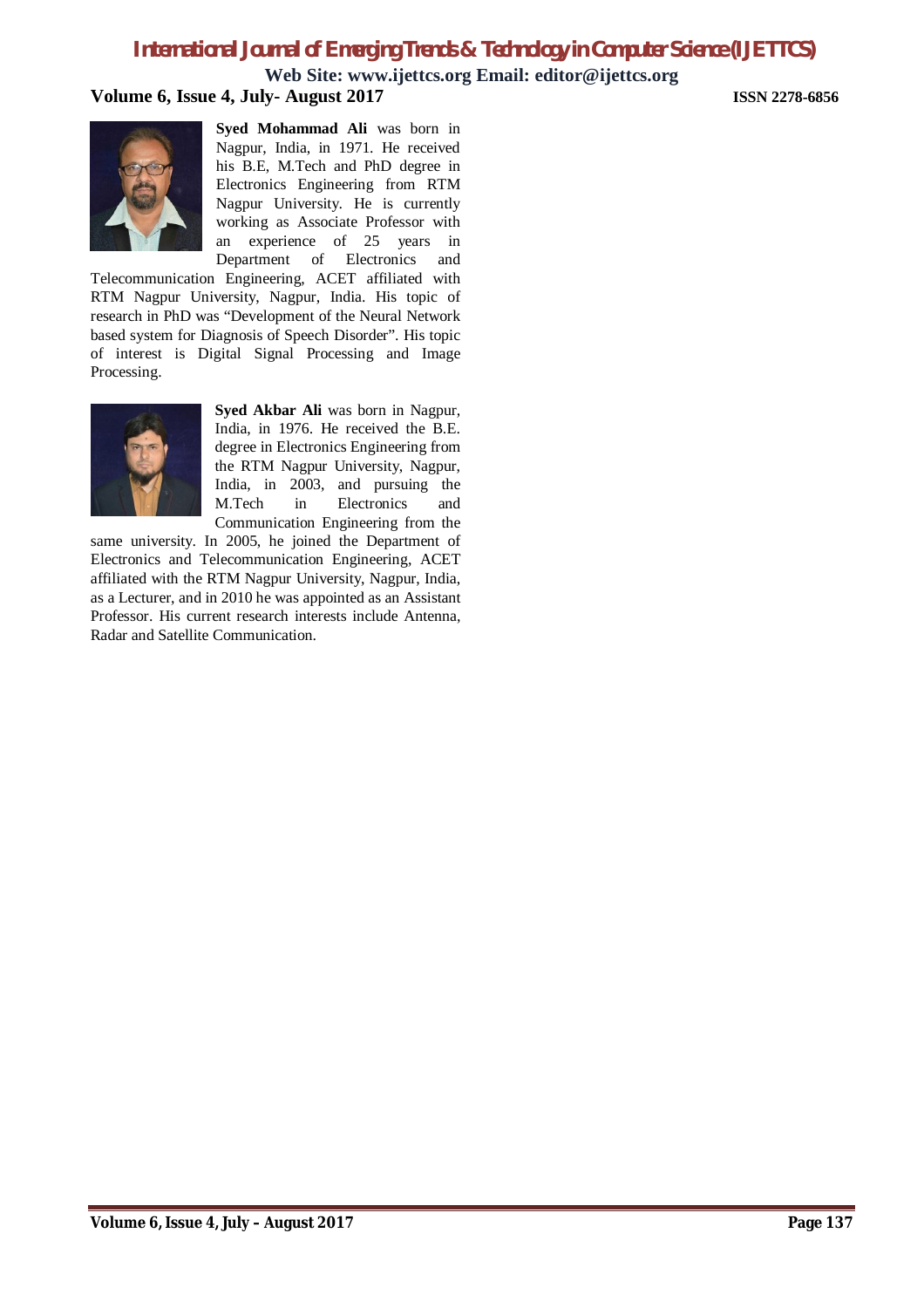**Syed Mohammad Ali** was born in Nagpur, India, in 1971. He received his B.E, M.Tech and PhD degree in Electronics Engineering from RTM Nagpur University. He is currently working as Associate Professor with an experience of 25 years in Department of Electronics and Telecommunication Engineering, ACET affiliated with RTM Nagpur University, Nagpur, India. His topic of research in PhD was "Development of the Neural Network based system for Diagnosis of Speech Disorder". His topic of interest is Digital Signal Processing and Image Processing.

**Syed Akbar Ali** was born in Nagpur, India, in 1976. He received the B.E. degree in Electronics Engineering from the RTM Nagpur University, Nagpur, India, in 2003, and pursuing the M.Tech in Electronics and Communication Engineering from the same university. In 2005, he joined the Department of Electronics and Telecommunication Engineering, ACET affiliated with the RTM Nagpur University, Nagpur, India, as a Lecturer, and in 2010 he was appointed as an Assistant Professor. His current research interests include Antenna, Radar and Satellite Communication.